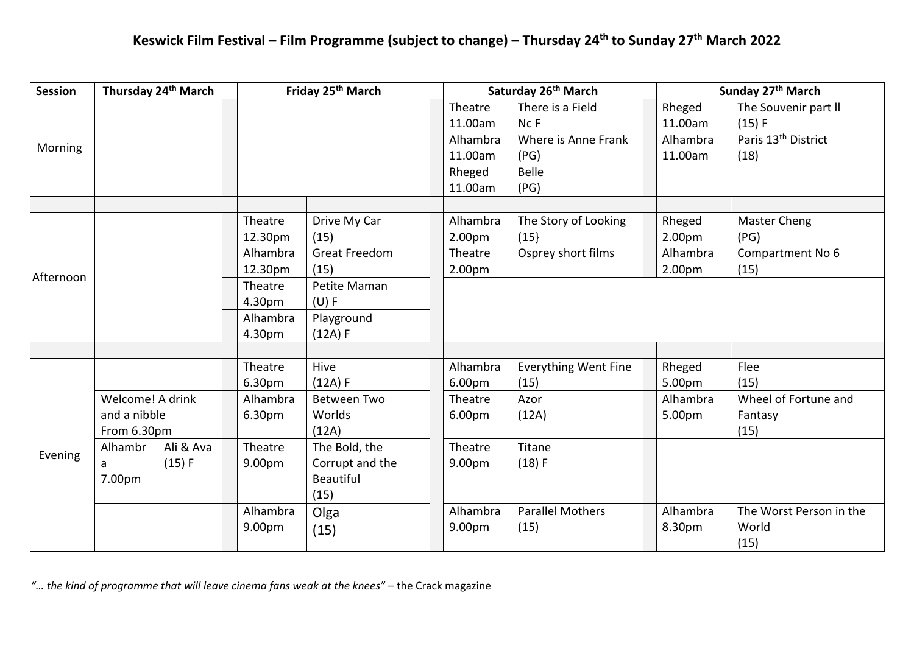# Keswick Film Festival – Film Programme (subject to change) – Thursday 24th to Sunday 27th March 2022

| Session | Thursday 24th March | | Friday 25th March | | Saturday 26th March | | Sunday 27th March | |
|---|---|---|---|---|---|---|---|---|
| Morning | | | | | Theatre 11.00am | There is a Field Nc F | Rheged 11.00am | The Souvenir part ll (15) F |
| | | | | | Alhambra 11.00am | Where is Anne Frank (PG) | Alhambra 11.00am | Paris 13th District (18) |
| | | | | | Rheged 11.00am | Belle (PG) | | |
| Afternoon | | | Theatre 12.30pm | Drive My Car (15) | Alhambra 2.00pm | The Story of Looking (15} | Rheged 2.00pm | Master Cheng (PG) |
| | | | Alhambra 12.30pm | Great Freedom (15) | Theatre 2.00pm | Osprey short films | Alhambra 2.00pm | Compartment No 6 (15) |
| | | | Theatre 4.30pm | Petite Maman (U) F | | | | |
| | | | Alhambra 4.30pm | Playground (12A) F | | | | |
| Evening | | | Theatre 6.30pm | Hive (12A) F | Alhambra 6.00pm | Everything Went Fine (15) | Rheged 5.00pm | Flee (15) |
| | Welcome! A drink and a nibble From 6.30pm | | Alhambra 6.30pm | Between Two Worlds (12A) | Theatre 6.00pm | Azor (12A) | Alhambra 5.00pm | Wheel of Fortune and Fantasy (15) |
| | Alhambra 7.00pm | Ali & Ava (15) F | Theatre 9.00pm | The Bold, the Corrupt and the Beautiful (15) | Theatre 9.00pm | Titane (18) F | | |
| | | | Alhambra 9.00pm | Olga (15) | Alhambra 9.00pm | Parallel Mothers (15) | Alhambra 8.30pm | The Worst Person in the World (15) |

*"… the kind of programme that will leave cinema fans weak at the knees"* – the Crack magazine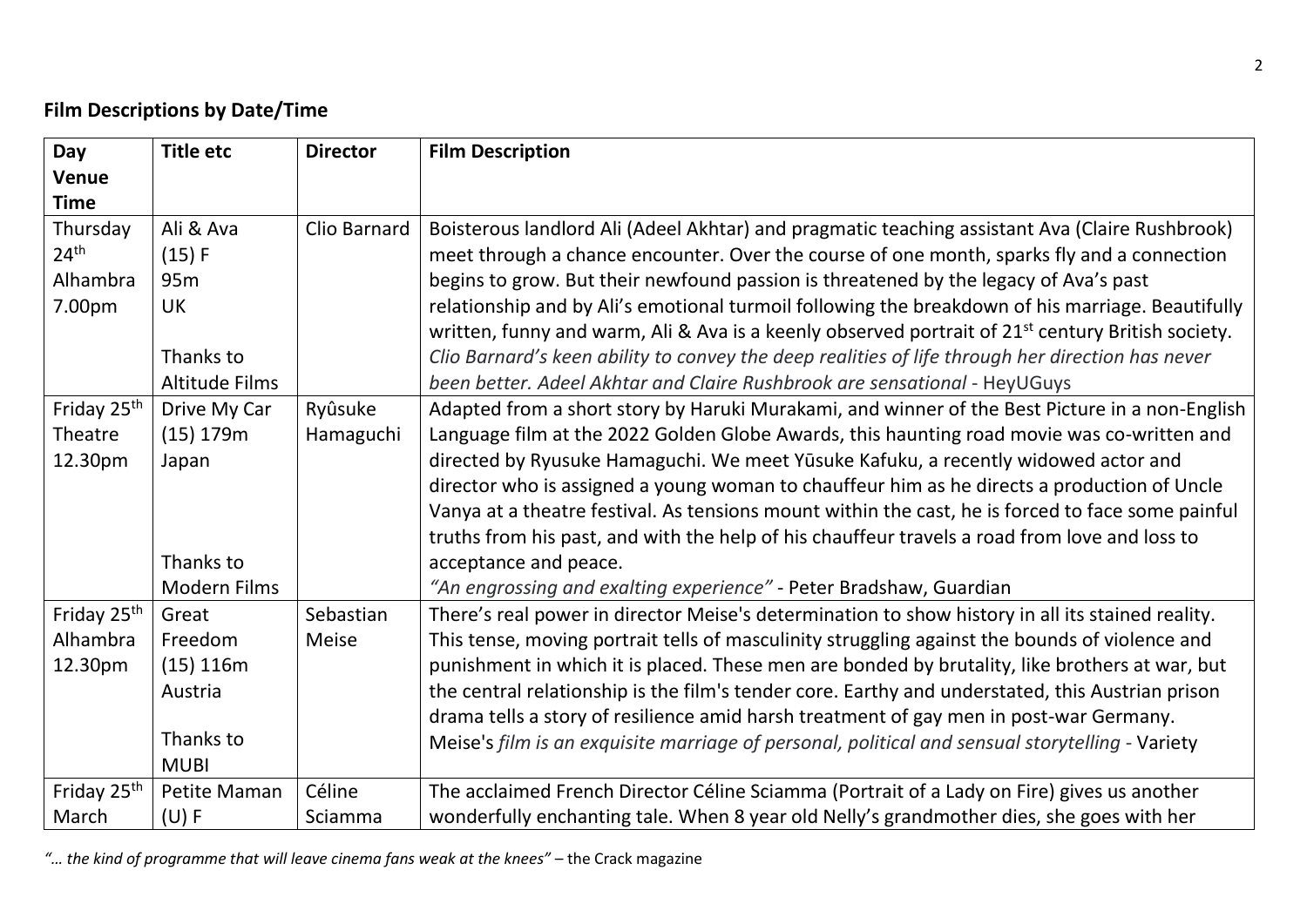**Film Descriptions by Date/Time**

| Day Venue Time | Title etc | Director | Film Description |
|---|---|---|---|
| Thursday 24th Alhambra 7.00pm | Ali & Ava (15) F 95m UK  Thanks to Altitude Films | Clio Barnard | Boisterous landlord Ali (Adeel Akhtar) and pragmatic teaching assistant Ava (Claire Rushbrook) meet through a chance encounter. Over the course of one month, sparks fly and a connection begins to grow. But their newfound passion is threatened by the legacy of Ava's past relationship and by Ali's emotional turmoil following the breakdown of his marriage. Beautifully written, funny and warm, Ali & Ava is a keenly observed portrait of 21st century British society. *Clio Barnard's keen ability to convey the deep realities of life through her direction has never been better. Adeel Akhtar and Claire Rushbrook are sensational* - HeyUGuys |
| Friday 25th Theatre 12.30pm | Drive My Car (15) 179m Japan  Thanks to Modern Films | Ryûsuke Hamaguchi | Adapted from a short story by Haruki Murakami, and winner of the Best Picture in a non-English Language film at the 2022 Golden Globe Awards, this haunting road movie was co-written and directed by Ryusuke Hamaguchi. We meet Yūsuke Kafuku, a recently widowed actor and director who is assigned a young woman to chauffeur him as he directs a production of Uncle Vanya at a theatre festival. As tensions mount within the cast, he is forced to face some painful truths from his past, and with the help of his chauffeur travels a road from love and loss to acceptance and peace. *"An engrossing and exalting experience"* - Peter Bradshaw, Guardian |
| Friday 25th Alhambra 12.30pm | Great Freedom (15) 116m Austria  Thanks to MUBI | Sebastian Meise | There's real power in director Meise's determination to show history in all its stained reality. This tense, moving portrait tells of masculinity struggling against the bounds of violence and punishment in which it is placed. These men are bonded by brutality, like brothers at war, but the central relationship is the film's tender core. Earthy and understated, this Austrian prison drama tells a story of resilience amid harsh treatment of gay men in post-war Germany. Meise's *film is an exquisite marriage of personal, political and sensual storytelling* - Variety |
| Friday 25th March | Petite Maman (U) F | Céline Sciamma | The acclaimed French Director Céline Sciamma (Portrait of a Lady on Fire) gives us another wonderfully enchanting tale. When 8 year old Nelly's grandmother dies, she goes with her |

*"… the kind of programme that will leave cinema fans weak at the knees"* – the Crack magazine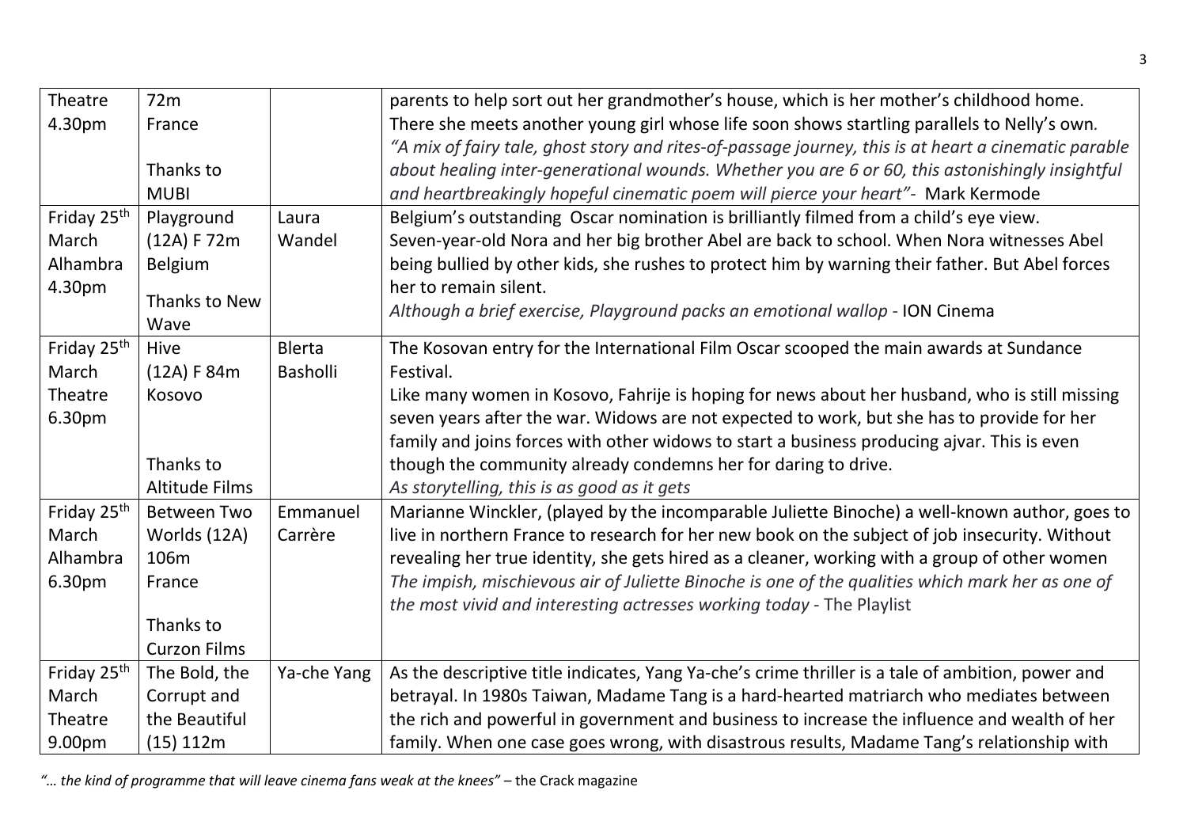| | | | |
|---|---|---|---|
| Theatre 4.30pm | 72m France<br><br>Thanks to MUBI | | parents to help sort out her grandmother's house, which is her mother's childhood home. There she meets another young girl whose life soon shows startling parallels to Nelly's own. *"A mix of fairy tale, ghost story and rites-of-passage journey, this is at heart a cinematic parable about healing inter-generational wounds. Whether you are 6 or 60, this astonishingly insightful and heartbreakingly hopeful cinematic poem will pierce your heart"*- Mark Kermode |
| Friday 25th March Alhambra 4.30pm | Playground (12A) F 72m Belgium<br><br>Thanks to New Wave | Laura Wandel | Belgium's outstanding Oscar nomination is brilliantly filmed from a child's eye view. Seven-year-old Nora and her big brother Abel are back to school. When Nora witnesses Abel being bullied by other kids, she rushes to protect him by warning their father. But Abel forces her to remain silent. *Although a brief exercise, Playground packs an emotional wallop* - ION Cinema |
| Friday 25th March Theatre 6.30pm | Hive (12A) F 84m Kosovo<br><br>Thanks to Altitude Films | Blerta Basholli | The Kosovan entry for the International Film Oscar scooped the main awards at Sundance Festival. Like many women in Kosovo, Fahrije is hoping for news about her husband, who is still missing seven years after the war. Widows are not expected to work, but she has to provide for her family and joins forces with other widows to start a business producing ajvar. This is even though the community already condemns her for daring to drive. *As storytelling, this is as good as it gets* |
| Friday 25th March Alhambra 6.30pm | Between Two Worlds (12A) 106m France<br><br>Thanks to Curzon Films | Emmanuel Carrère | Marianne Winckler, (played by the incomparable Juliette Binoche) a well-known author, goes to live in northern France to research for her new book on the subject of job insecurity. Without revealing her true identity, she gets hired as a cleaner, working with a group of other women *The impish, mischievous air of Juliette Binoche is one of the qualities which mark her as one of the most vivid and interesting actresses working today* - The Playlist |
| Friday 25th March Theatre 9.00pm | The Bold, the Corrupt and the Beautiful (15) 112m | Ya-che Yang | As the descriptive title indicates, Yang Ya-che's crime thriller is a tale of ambition, power and betrayal. In 1980s Taiwan, Madame Tang is a hard-hearted matriarch who mediates between the rich and powerful in government and business to increase the influence and wealth of her family. When one case goes wrong, with disastrous results, Madame Tang's relationship with |

*"… the kind of programme that will leave cinema fans weak at the knees"* – the Crack magazine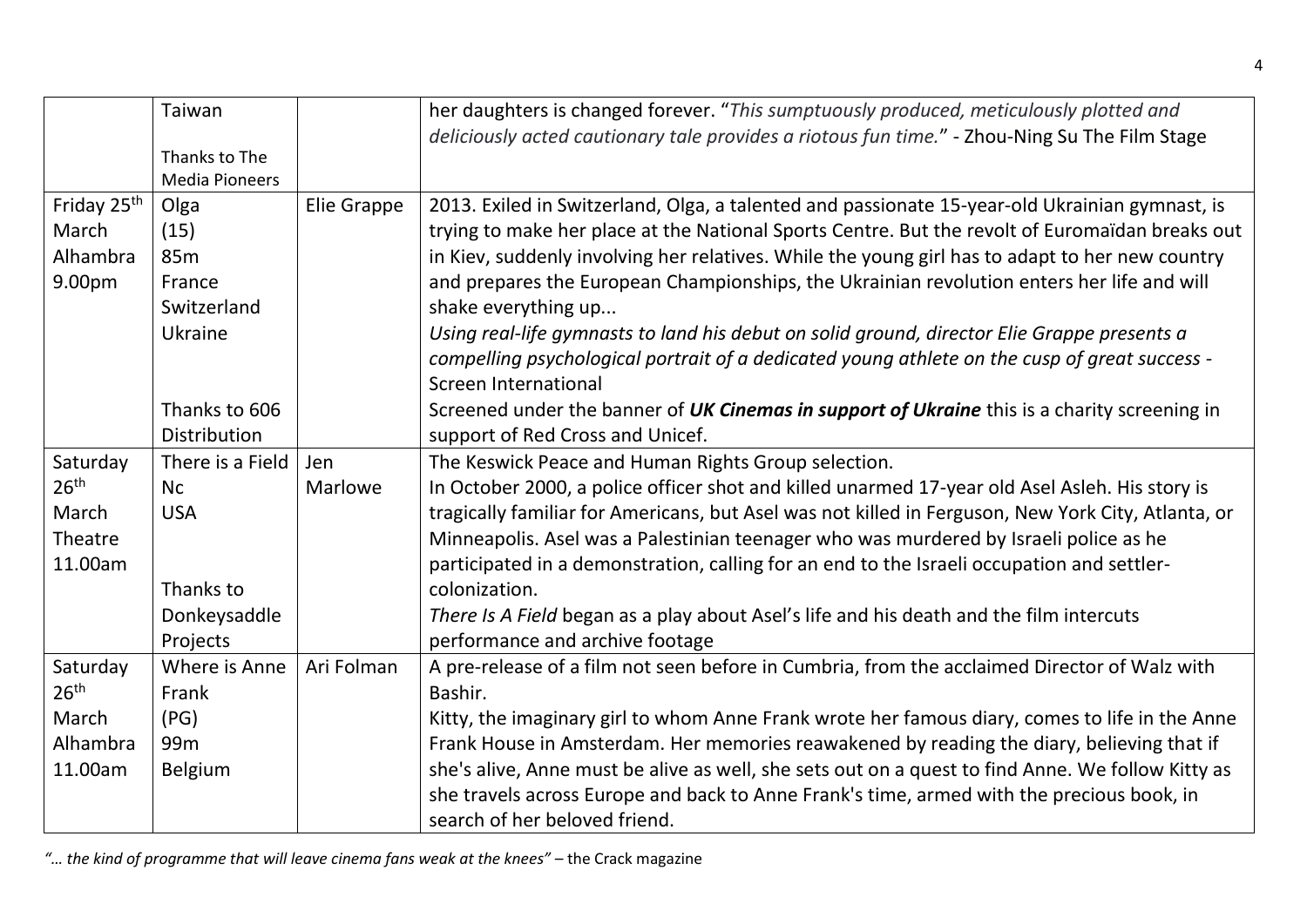|  |  |  |  |
|---|---|---|---|
|  | Taiwan<br><br>Thanks to The Media Pioneers |  | her daughters is changed forever. "*This sumptuously produced, meticulously plotted and deliciously acted cautionary tale provides a riotous fun time.*" - Zhou-Ning Su The Film Stage |
| Friday 25th March Alhambra 9.00pm | Olga (15) 85m France Switzerland Ukraine<br><br>Thanks to 606 Distribution | Elie Grappe | 2013. Exiled in Switzerland, Olga, a talented and passionate 15-year-old Ukrainian gymnast, is trying to make her place at the National Sports Centre. But the revolt of Euromaïdan breaks out in Kiev, suddenly involving her relatives. While the young girl has to adapt to her new country and prepares the European Championships, the Ukrainian revolution enters her life and will shake everything up...<br>*Using real-life gymnasts to land his debut on solid ground, director Elie Grappe presents a compelling psychological portrait of a dedicated young athlete on the cusp of great success -* Screen International<br>Screened under the banner of ***UK Cinemas in support of Ukraine*** this is a charity screening in support of Red Cross and Unicef. |
| Saturday 26th March Theatre 11.00am | There is a Field Nc USA<br><br>Thanks to Donkeysaddle Projects | Jen Marlowe | The Keswick Peace and Human Rights Group selection.<br>In October 2000, a police officer shot and killed unarmed 17-year old Asel Asleh. His story is tragically familiar for Americans, but Asel was not killed in Ferguson, New York City, Atlanta, or Minneapolis. Asel was a Palestinian teenager who was murdered by Israeli police as he participated in a demonstration, calling for an end to the Israeli occupation and settler-colonization.<br>*There Is A Field* began as a play about Asel's life and his death and the film intercuts performance and archive footage |
| Saturday 26th March Alhambra 11.00am | Where is Anne Frank (PG) 99m Belgium | Ari Folman | A pre-release of a film not seen before in Cumbria, from the acclaimed Director of Walz with Bashir.<br>Kitty, the imaginary girl to whom Anne Frank wrote her famous diary, comes to life in the Anne Frank House in Amsterdam. Her memories reawakened by reading the diary, believing that if she's alive, Anne must be alive as well, she sets out on a quest to find Anne. We follow Kitty as she travels across Europe and back to Anne Frank's time, armed with the precious book, in search of her beloved friend. |

*"… the kind of programme that will leave cinema fans weak at the knees"* – the Crack magazine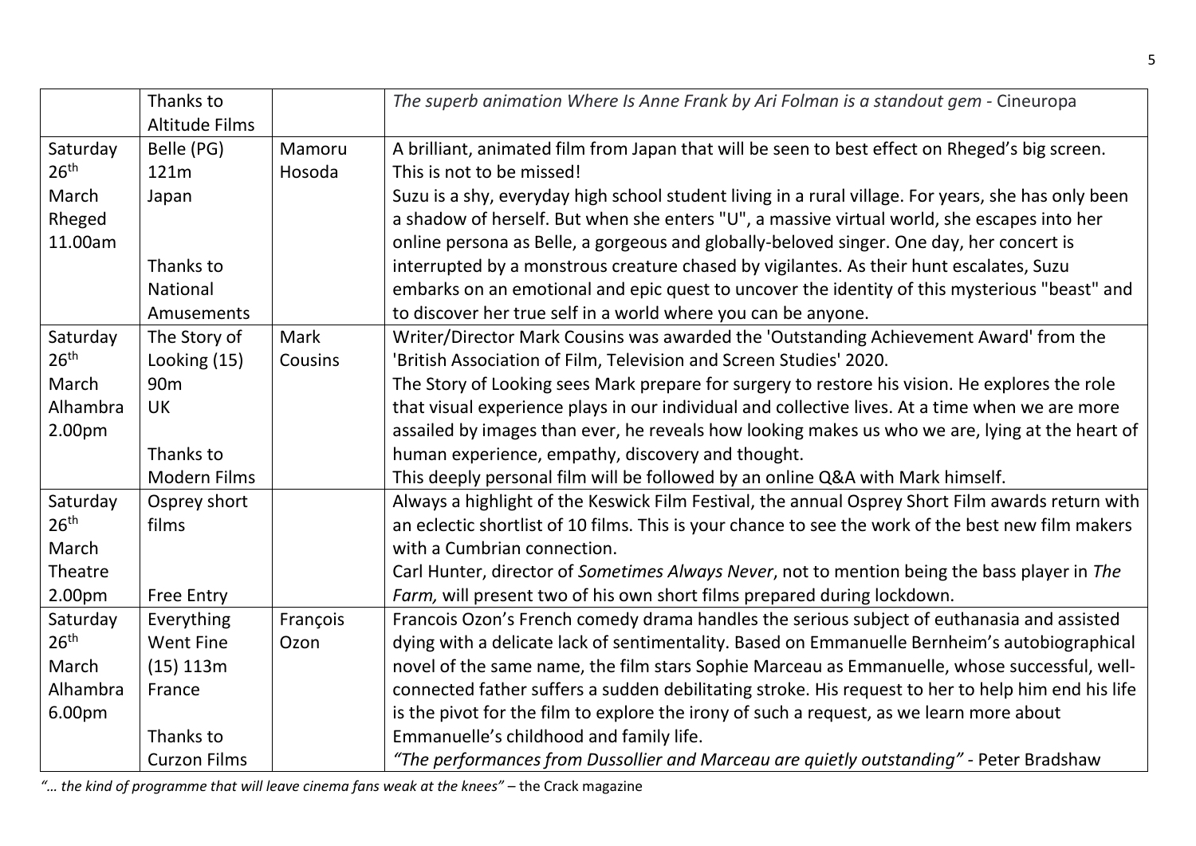| | | | |
|---|---|---|---|
| | Thanks to Altitude Films | | *The superb animation Where Is Anne Frank by Ari Folman is a standout gem* - Cineuropa |
| Saturday 26th March Rheged 11.00am | Belle (PG) 121m Japan<br><br>Thanks to National Amusements | Mamoru Hosoda | A brilliant, animated film from Japan that will be seen to best effect on Rheged's big screen. This is not to be missed!<br>Suzu is a shy, everyday high school student living in a rural village. For years, she has only been a shadow of herself. But when she enters "U", a massive virtual world, she escapes into her online persona as Belle, a gorgeous and globally-beloved singer. One day, her concert is interrupted by a monstrous creature chased by vigilantes. As their hunt escalates, Suzu embarks on an emotional and epic quest to uncover the identity of this mysterious "beast" and to discover her true self in a world where you can be anyone. |
| Saturday 26th March Alhambra 2.00pm | The Story of Looking (15) 90m UK<br><br>Thanks to Modern Films | Mark Cousins | Writer/Director Mark Cousins was awarded the 'Outstanding Achievement Award' from the 'British Association of Film, Television and Screen Studies' 2020.<br>The Story of Looking sees Mark prepare for surgery to restore his vision. He explores the role that visual experience plays in our individual and collective lives. At a time when we are more assailed by images than ever, he reveals how looking makes us who we are, lying at the heart of human experience, empathy, discovery and thought.<br>This deeply personal film will be followed by an online Q&A with Mark himself. |
| Saturday 26th March Theatre 2.00pm | Osprey short films<br><br>Free Entry | | Always a highlight of the Keswick Film Festival, the annual Osprey Short Film awards return with an eclectic shortlist of 10 films. This is your chance to see the work of the best new film makers with a Cumbrian connection.<br>Carl Hunter, director of *Sometimes Always Never*, not to mention being the bass player in *The Farm,* will present two of his own short films prepared during lockdown. |
| Saturday 26th March Alhambra 6.00pm | Everything Went Fine (15) 113m France<br><br>Thanks to Curzon Films | François Ozon | Francois Ozon's French comedy drama handles the serious subject of euthanasia and assisted dying with a delicate lack of sentimentality. Based on Emmanuelle Bernheim's autobiographical novel of the same name, the film stars Sophie Marceau as Emmanuelle, whose successful, well-connected father suffers a sudden debilitating stroke. His request to her to help him end his life is the pivot for the film to explore the irony of such a request, as we learn more about Emmanuelle's childhood and family life.<br>*"The performances from Dussollier and Marceau are quietly outstanding"* - Peter Bradshaw |

*"… the kind of programme that will leave cinema fans weak at the knees"* – the Crack magazine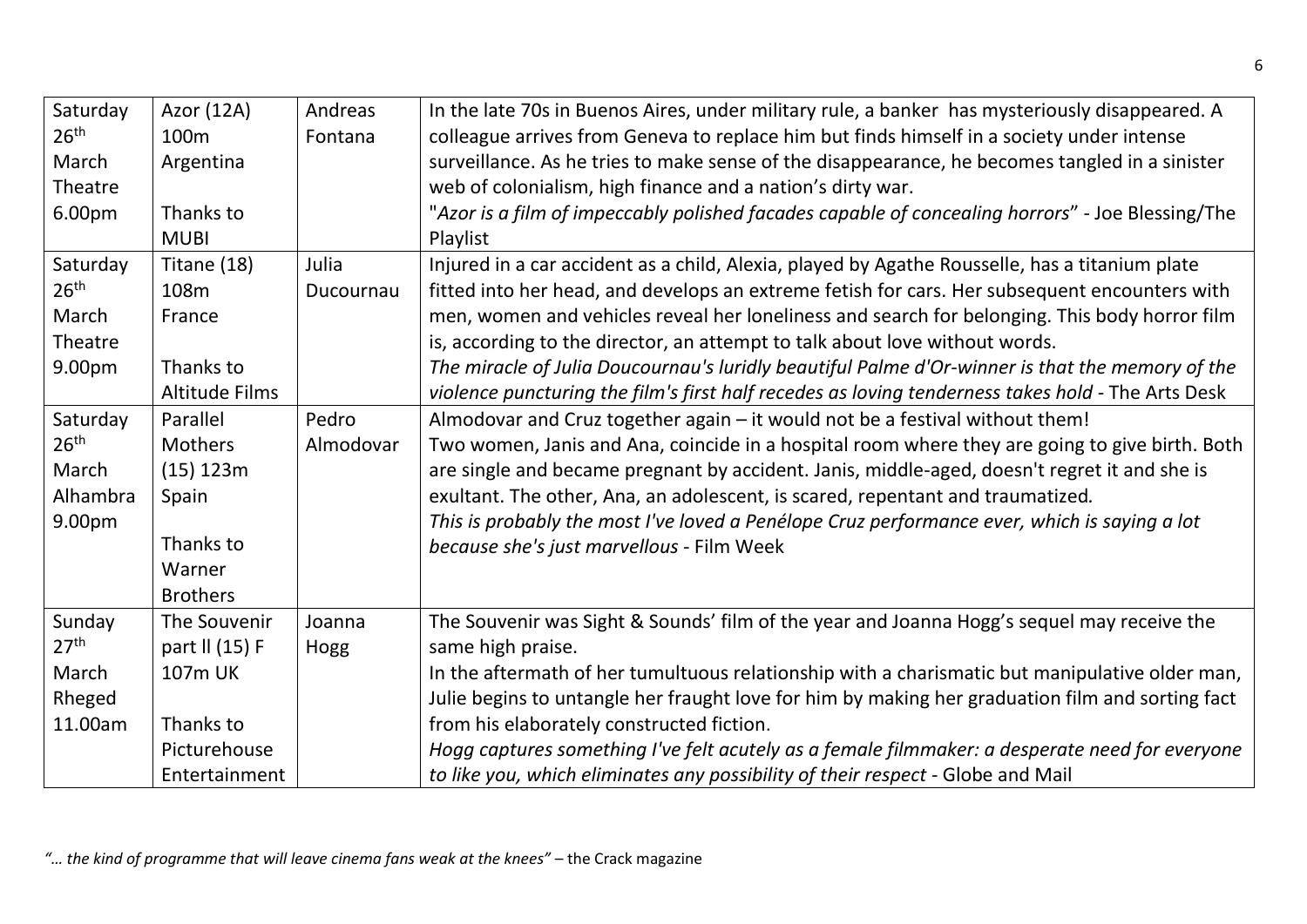| | | | |
|---|---|---|---|
| Saturday 26th March Theatre 6.00pm | Azor (12A) 100m Argentina<br><br>Thanks to MUBI | Andreas Fontana | In the late 70s in Buenos Aires, under military rule, a banker has mysteriously disappeared. A colleague arrives from Geneva to replace him but finds himself in a society under intense surveillance. As he tries to make sense of the disappearance, he becomes tangled in a sinister web of colonialism, high finance and a nation's dirty war.<br>"*Azor is a film of impeccably polished facades capable of concealing horrors*" - Joe Blessing/The Playlist |
| Saturday 26th March Theatre 9.00pm | Titane (18) 108m France<br><br>Thanks to Altitude Films | Julia Ducournau | Injured in a car accident as a child, Alexia, played by Agathe Rousselle, has a titanium plate fitted into her head, and develops an extreme fetish for cars. Her subsequent encounters with men, women and vehicles reveal her loneliness and search for belonging. This body horror film is, according to the director, an attempt to talk about love without words.<br>*The miracle of Julia Doucournau's luridly beautiful Palme d'Or-winner is that the memory of the violence puncturing the film's first half recedes as loving tenderness takes hold* - The Arts Desk |
| Saturday 26th March Alhambra 9.00pm | Parallel Mothers (15) 123m Spain<br><br>Thanks to Warner Brothers | Pedro Almodovar | Almodovar and Cruz together again – it would not be a festival without them!<br>Two women, Janis and Ana, coincide in a hospital room where they are going to give birth. Both are single and became pregnant by accident. Janis, middle-aged, doesn't regret it and she is exultant. The other, Ana, an adolescent, is scared, repentant and traumatized.<br>*This is probably the most I've loved a Penélope Cruz performance ever, which is saying a lot because she's just marvellous* - Film Week |
| Sunday 27th March Rheged 11.00am | The Souvenir part II (15) F 107m UK<br><br>Thanks to Picturehouse Entertainment | Joanna Hogg | The Souvenir was Sight & Sounds' film of the year and Joanna Hogg's sequel may receive the same high praise.<br>In the aftermath of her tumultuous relationship with a charismatic but manipulative older man, Julie begins to untangle her fraught love for him by making her graduation film and sorting fact from his elaborately constructed fiction.<br>*Hogg captures something I've felt acutely as a female filmmaker: a desperate need for everyone to like you, which eliminates any possibility of their respect* - Globe and Mail |

*"… the kind of programme that will leave cinema fans weak at the knees"* – the Crack magazine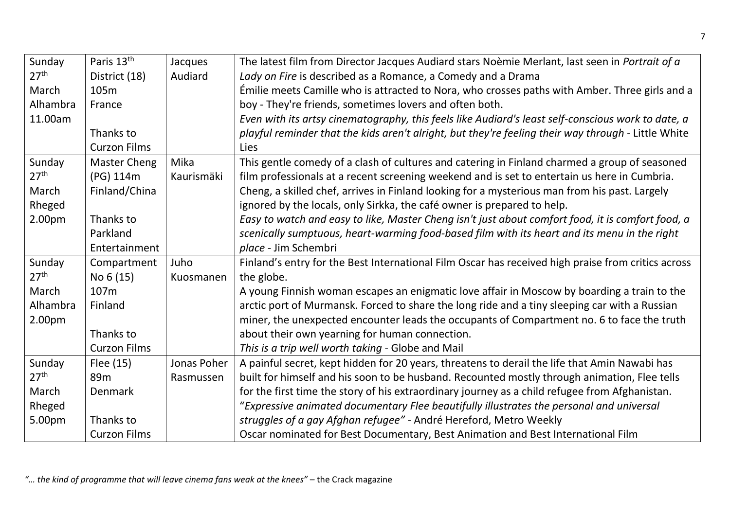| | | | |
|---|---|---|---|
| Sunday 27th March Alhambra 11.00am | Paris 13th District (18) 105m France<br><br>Thanks to Curzon Films | Jacques Audiard | The latest film from Director Jacques Audiard stars Noèmie Merlant, last seen in *Portrait of a Lady on Fire* is described as a Romance, a Comedy and a Drama<br>Émilie meets Camille who is attracted to Nora, who crosses paths with Amber. Three girls and a boy - They're friends, sometimes lovers and often both.<br>*Even with its artsy cinematography, this feels like Audiard's least self-conscious work to date, a playful reminder that the kids aren't alright, but they're feeling their way through* - Little White Lies |
| Sunday 27th March Rheged 2.00pm | Master Cheng (PG) 114m Finland/China<br><br>Thanks to Parkland Entertainment | Mika Kaurismäki | This gentle comedy of a clash of cultures and catering in Finland charmed a group of seasoned film professionals at a recent screening weekend and is set to entertain us here in Cumbria.<br>Cheng, a skilled chef, arrives in Finland looking for a mysterious man from his past. Largely ignored by the locals, only Sirkka, the café owner is prepared to help.<br>*Easy to watch and easy to like, Master Cheng isn't just about comfort food, it is comfort food, a scenically sumptuous, heart-warming food-based film with its heart and its menu in the right place* - Jim Schembri |
| Sunday 27th March Alhambra 2.00pm | Compartment No 6 (15) 107m Finland<br><br>Thanks to Curzon Films | Juho Kuosmanen | Finland's entry for the Best International Film Oscar has received high praise from critics across the globe.<br>A young Finnish woman escapes an enigmatic love affair in Moscow by boarding a train to the arctic port of Murmansk. Forced to share the long ride and a tiny sleeping car with a Russian miner, the unexpected encounter leads the occupants of Compartment no. 6 to face the truth about their own yearning for human connection.<br>*This is a trip well worth taking* - Globe and Mail |
| Sunday 27th March Rheged 5.00pm | Flee (15) 89m Denmark<br><br>Thanks to Curzon Films | Jonas Poher Rasmussen | A painful secret, kept hidden for 20 years, threatens to derail the life that Amin Nawabi has built for himself and his soon to be husband. Recounted mostly through animation, Flee tells for the first time the story of his extraordinary journey as a child refugee from Afghanistan.<br>"*Expressive animated documentary Flee beautifully illustrates the personal and universal struggles of a gay Afghan refugee"* - André Hereford, Metro Weekly<br>Oscar nominated for Best Documentary, Best Animation and Best International Film |

*"… the kind of programme that will leave cinema fans weak at the knees"* – the Crack magazine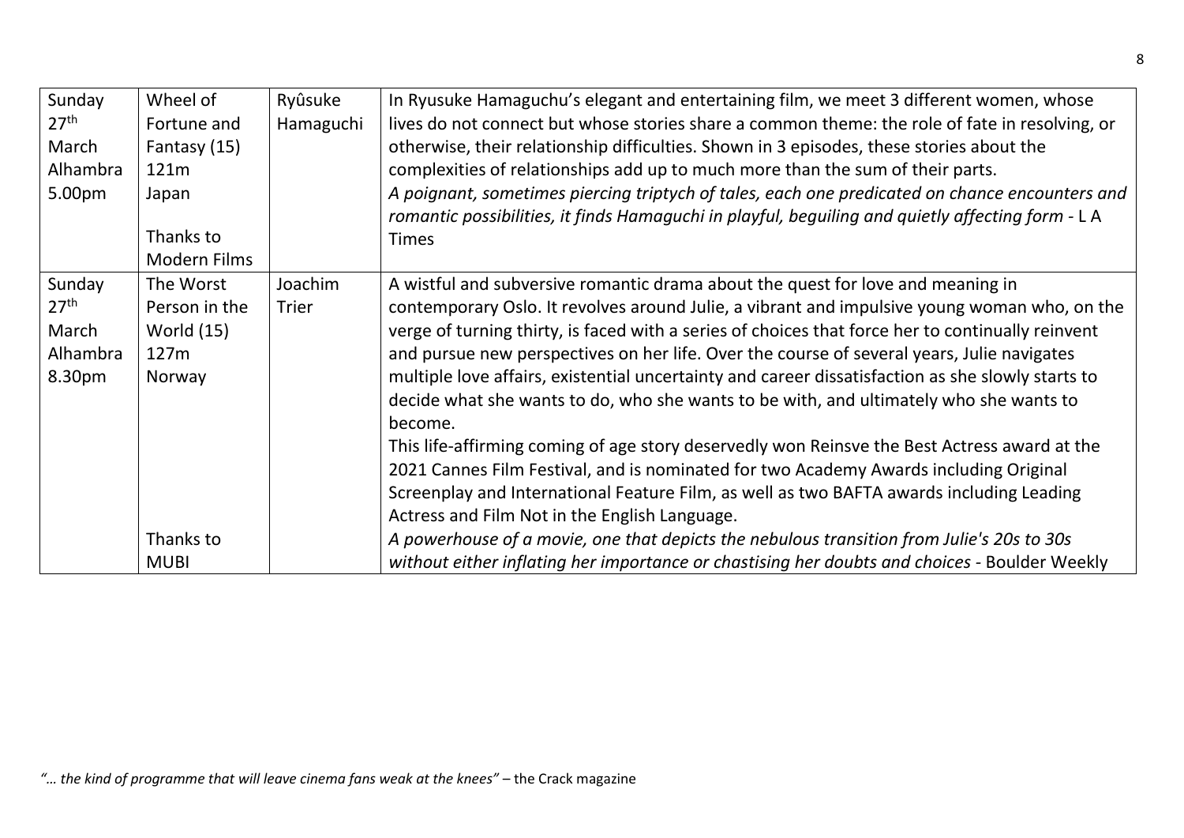| | | | |
|---|---|---|---|
| Sunday 27th March Alhambra 5.00pm | Wheel of Fortune and Fantasy (15) 121m Japan<br><br>Thanks to Modern Films | Ryûsuke Hamaguchi | In Ryusuke Hamaguchu's elegant and entertaining film, we meet 3 different women, whose lives do not connect but whose stories share a common theme: the role of fate in resolving, or otherwise, their relationship difficulties. Shown in 3 episodes, these stories about the complexities of relationships add up to much more than the sum of their parts.<br>*A poignant, sometimes piercing triptych of tales, each one predicated on chance encounters and romantic possibilities, it finds Hamaguchi in playful, beguiling and quietly affecting form* - L A Times |
| Sunday 27th March Alhambra 8.30pm | The Worst Person in the World (15) 127m Norway<br><br>Thanks to MUBI | Joachim Trier | A wistful and subversive romantic drama about the quest for love and meaning in contemporary Oslo. It revolves around Julie, a vibrant and impulsive young woman who, on the verge of turning thirty, is faced with a series of choices that force her to continually reinvent and pursue new perspectives on her life. Over the course of several years, Julie navigates multiple love affairs, existential uncertainty and career dissatisfaction as she slowly starts to decide what she wants to do, who she wants to be with, and ultimately who she wants to become.<br>This life-affirming coming of age story deservedly won Reinsve the Best Actress award at the 2021 Cannes Film Festival, and is nominated for two Academy Awards including Original Screenplay and International Feature Film, as well as two BAFTA awards including Leading Actress and Film Not in the English Language.<br>*A powerhouse of a movie, one that depicts the nebulous transition from Julie's 20s to 30s without either inflating her importance or chastising her doubts and choices* - Boulder Weekly |

*"… the kind of programme that will leave cinema fans weak at the knees"* – the Crack magazine